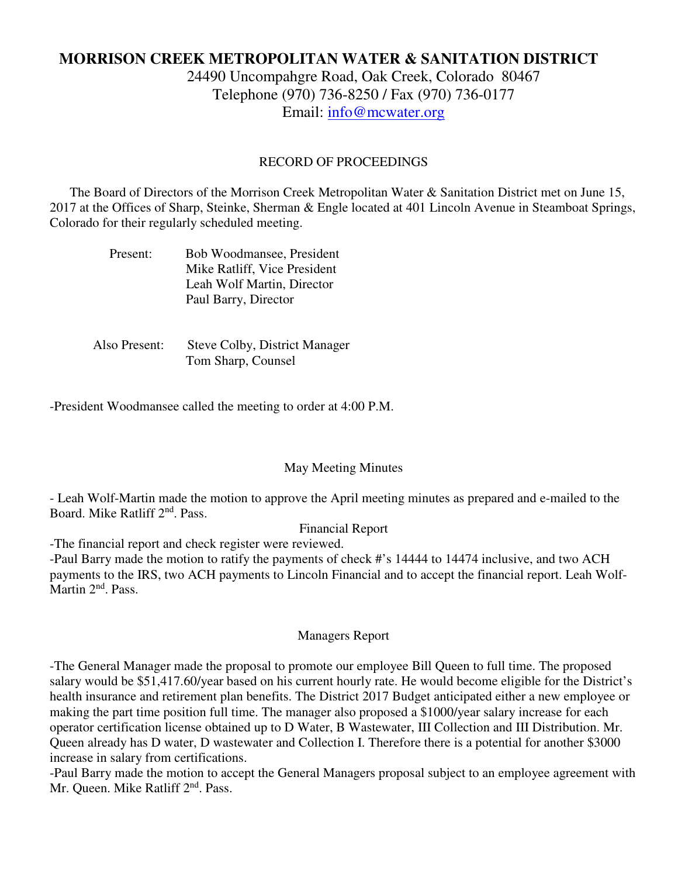# MORRISON CREEK METROPOLITAN WATER & SANITATION DISTRICT

24490 Uncompahgre Road, Oak Creek, Colorado 80467
Telephone (970) 736-8250 / Fax (970) 736-0177
Email: info@mcwater.org

## RECORD OF PROCEEDINGS

The Board of Directors of the Morrison Creek Metropolitan Water & Sanitation District met on June 15, 2017 at the Offices of Sharp, Steinke, Sherman & Engle located at 401 Lincoln Avenue in Steamboat Springs, Colorado for their regularly scheduled meeting.

Present:
- Bob Woodmansee, President
- Mike Ratliff, Vice President
- Leah Wolf Martin, Director
- Paul Barry, Director

Also Present:
- Steve Colby, District Manager
- Tom Sharp, Counsel

-President Woodmansee called the meeting to order at 4:00 P.M.

### May Meeting Minutes

- Leah Wolf-Martin made the motion to approve the April meeting minutes as prepared and e-mailed to the Board. Mike Ratliff 2nd. Pass.

### Financial Report

-The financial report and check register were reviewed.

-Paul Barry made the motion to ratify the payments of check #'s 14444 to 14474 inclusive, and two ACH payments to the IRS, two ACH payments to Lincoln Financial and to accept the financial report. Leah Wolf-Martin 2nd. Pass.

### Managers Report

-The General Manager made the proposal to promote our employee Bill Queen to full time. The proposed salary would be $51,417.60/year based on his current hourly rate. He would become eligible for the District's health insurance and retirement plan benefits. The District 2017 Budget anticipated either a new employee or making the part time position full time. The manager also proposed a $1000/year salary increase for each operator certification license obtained up to D Water, B Wastewater, III Collection and III Distribution. Mr. Queen already has D water, D wastewater and Collection I. Therefore there is a potential for another $3000 increase in salary from certifications.

-Paul Barry made the motion to accept the General Managers proposal subject to an employee agreement with Mr. Queen. Mike Ratliff 2nd. Pass.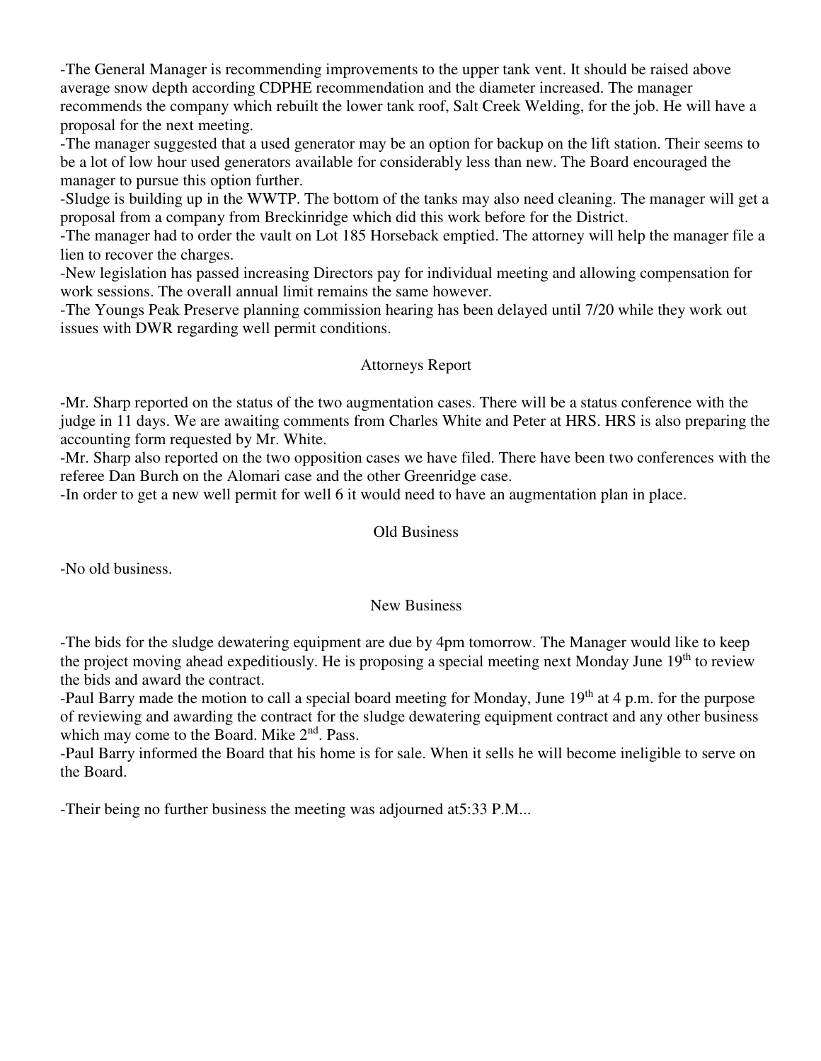-The General Manager is recommending improvements to the upper tank vent. It should be raised above average snow depth according CDPHE recommendation and the diameter increased. The manager recommends the company which rebuilt the lower tank roof, Salt Creek Welding, for the job. He will have a proposal for the next meeting.

-The manager suggested that a used generator may be an option for backup on the lift station. Their seems to be a lot of low hour used generators available for considerably less than new. The Board encouraged the manager to pursue this option further.

-Sludge is building up in the WWTP. The bottom of the tanks may also need cleaning. The manager will get a proposal from a company from Breckinridge which did this work before for the District.

-The manager had to order the vault on Lot 185 Horseback emptied. The attorney will help the manager file a lien to recover the charges.

-New legislation has passed increasing Directors pay for individual meeting and allowing compensation for work sessions. The overall annual limit remains the same however.

-The Youngs Peak Preserve planning commission hearing has been delayed until 7/20 while they work out issues with DWR regarding well permit conditions.

## Attorneys Report

-Mr. Sharp reported on the status of the two augmentation cases. There will be a status conference with the judge in 11 days. We are awaiting comments from Charles White and Peter at HRS. HRS is also preparing the accounting form requested by Mr. White.

-Mr. Sharp also reported on the two opposition cases we have filed. There have been two conferences with the referee Dan Burch on the Alomari case and the other Greenridge case.

-In order to get a new well permit for well 6 it would need to have an augmentation plan in place.

## Old Business

-No old business.

## New Business

-The bids for the sludge dewatering equipment are due by 4pm tomorrow. The Manager would like to keep the project moving ahead expeditiously. He is proposing a special meeting next Monday June 19th to review the bids and award the contract.

-Paul Barry made the motion to call a special board meeting for Monday, June 19th at 4 p.m. for the purpose of reviewing and awarding the contract for the sludge dewatering equipment contract and any other business which may come to the Board. Mike 2nd. Pass.

-Paul Barry informed the Board that his home is for sale. When it sells he will become ineligible to serve on the Board.

-Their being no further business the meeting was adjourned at5:33 P.M...